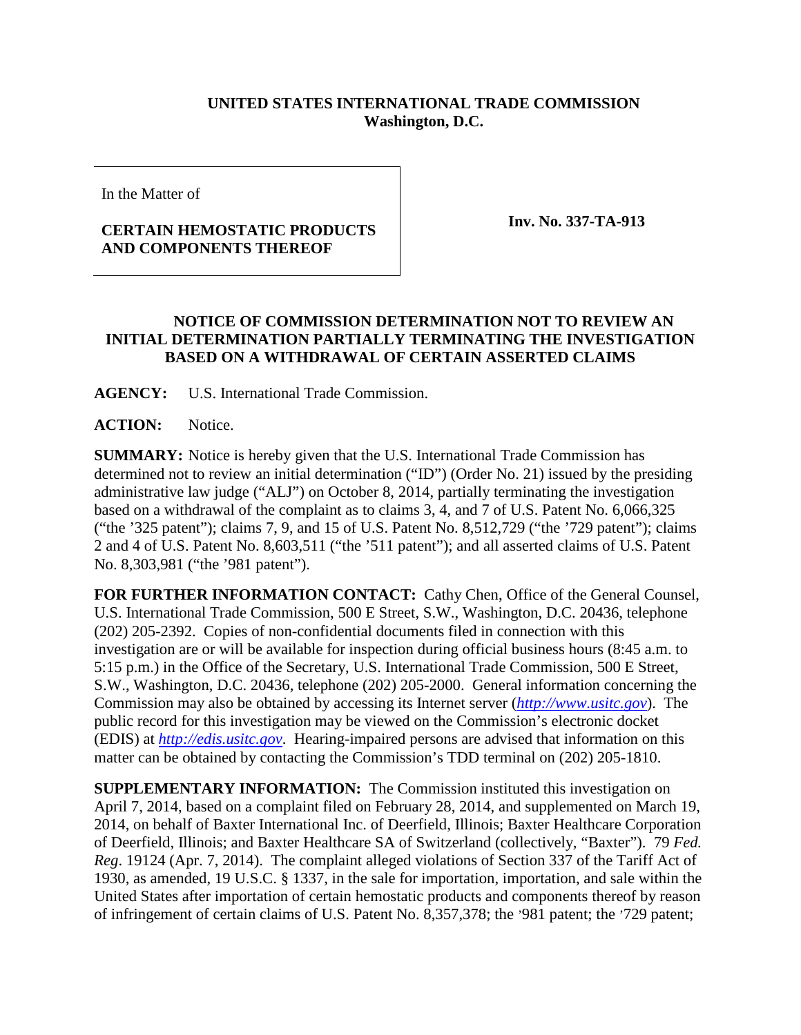**UNITED STATES INTERNATIONAL TRADE COMMISSION**
**Washington, D.C.**

In the Matter of

**CERTAIN HEMOSTATIC PRODUCTS AND COMPONENTS THEREOF**

**Inv. No. 337-TA-913**

**NOTICE OF COMMISSION DETERMINATION NOT TO REVIEW AN INITIAL DETERMINATION PARTIALLY TERMINATING THE INVESTIGATION BASED ON A WITHDRAWAL OF CERTAIN ASSERTED CLAIMS**

**AGENCY:** U.S. International Trade Commission.

**ACTION:** Notice.

**SUMMARY:** Notice is hereby given that the U.S. International Trade Commission has determined not to review an initial determination ("ID") (Order No. 21) issued by the presiding administrative law judge ("ALJ") on October 8, 2014, partially terminating the investigation based on a withdrawal of the complaint as to claims 3, 4, and 7 of U.S. Patent No. 6,066,325 ("the '325 patent"); claims 7, 9, and 15 of U.S. Patent No. 8,512,729 ("the '729 patent"); claims 2 and 4 of U.S. Patent No. 8,603,511 ("the '511 patent"); and all asserted claims of U.S. Patent No. 8,303,981 ("the '981 patent").

**FOR FURTHER INFORMATION CONTACT:** Cathy Chen, Office of the General Counsel, U.S. International Trade Commission, 500 E Street, S.W., Washington, D.C. 20436, telephone (202) 205-2392. Copies of non-confidential documents filed in connection with this investigation are or will be available for inspection during official business hours (8:45 a.m. to 5:15 p.m.) in the Office of the Secretary, U.S. International Trade Commission, 500 E Street, S.W., Washington, D.C. 20436, telephone (202) 205-2000. General information concerning the Commission may also be obtained by accessing its Internet server (*http://www.usitc.gov*). The public record for this investigation may be viewed on the Commission's electronic docket (EDIS) at *http://edis.usitc.gov*. Hearing-impaired persons are advised that information on this matter can be obtained by contacting the Commission's TDD terminal on (202) 205-1810.

**SUPPLEMENTARY INFORMATION:** The Commission instituted this investigation on April 7, 2014, based on a complaint filed on February 28, 2014, and supplemented on March 19, 2014, on behalf of Baxter International Inc. of Deerfield, Illinois; Baxter Healthcare Corporation of Deerfield, Illinois; and Baxter Healthcare SA of Switzerland (collectively, "Baxter"). 79 *Fed. Reg*. 19124 (Apr. 7, 2014). The complaint alleged violations of Section 337 of the Tariff Act of 1930, as amended, 19 U.S.C. § 1337, in the sale for importation, importation, and sale within the United States after importation of certain hemostatic products and components thereof by reason of infringement of certain claims of U.S. Patent No. 8,357,378; the '981 patent; the '729 patent;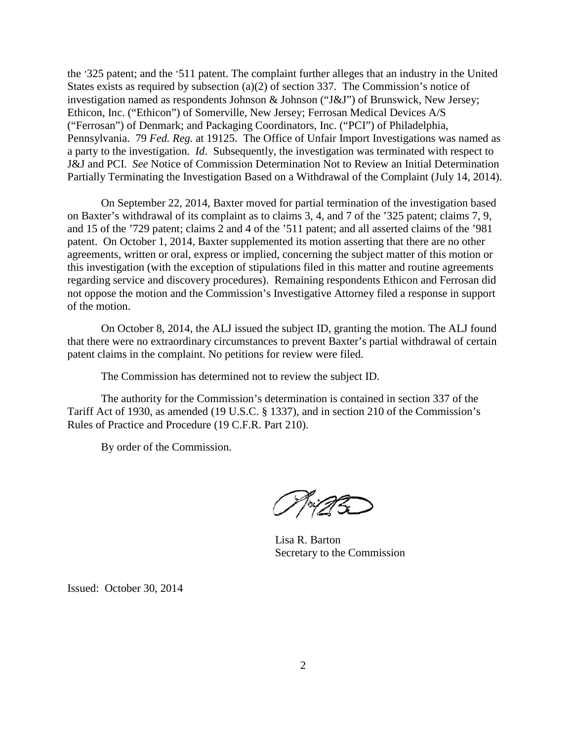the '325 patent; and the '511 patent. The complaint further alleges that an industry in the United States exists as required by subsection (a)(2) of section 337. The Commission's notice of investigation named as respondents Johnson & Johnson ("J&J") of Brunswick, New Jersey; Ethicon, Inc. ("Ethicon") of Somerville, New Jersey; Ferrosan Medical Devices A/S ("Ferrosan") of Denmark; and Packaging Coordinators, Inc. ("PCI") of Philadelphia, Pennsylvania. 79 *Fed. Reg.* at 19125. The Office of Unfair Import Investigations was named as a party to the investigation. *Id*. Subsequently, the investigation was terminated with respect to J&J and PCI. *See* Notice of Commission Determination Not to Review an Initial Determination Partially Terminating the Investigation Based on a Withdrawal of the Complaint (July 14, 2014).

On September 22, 2014, Baxter moved for partial termination of the investigation based on Baxter's withdrawal of its complaint as to claims 3, 4, and 7 of the '325 patent; claims 7, 9, and 15 of the '729 patent; claims 2 and 4 of the '511 patent; and all asserted claims of the '981 patent. On October 1, 2014, Baxter supplemented its motion asserting that there are no other agreements, written or oral, express or implied, concerning the subject matter of this motion or this investigation (with the exception of stipulations filed in this matter and routine agreements regarding service and discovery procedures). Remaining respondents Ethicon and Ferrosan did not oppose the motion and the Commission's Investigative Attorney filed a response in support of the motion.

On October 8, 2014, the ALJ issued the subject ID, granting the motion. The ALJ found that there were no extraordinary circumstances to prevent Baxter's partial withdrawal of certain patent claims in the complaint. No petitions for review were filed.

The Commission has determined not to review the subject ID.

The authority for the Commission's determination is contained in section 337 of the Tariff Act of 1930, as amended (19 U.S.C. § 1337), and in section 210 of the Commission's Rules of Practice and Procedure (19 C.F.R. Part 210).

By order of the Commission.

Lisa R. Barton
Secretary to the Commission

Issued: October 30, 2014